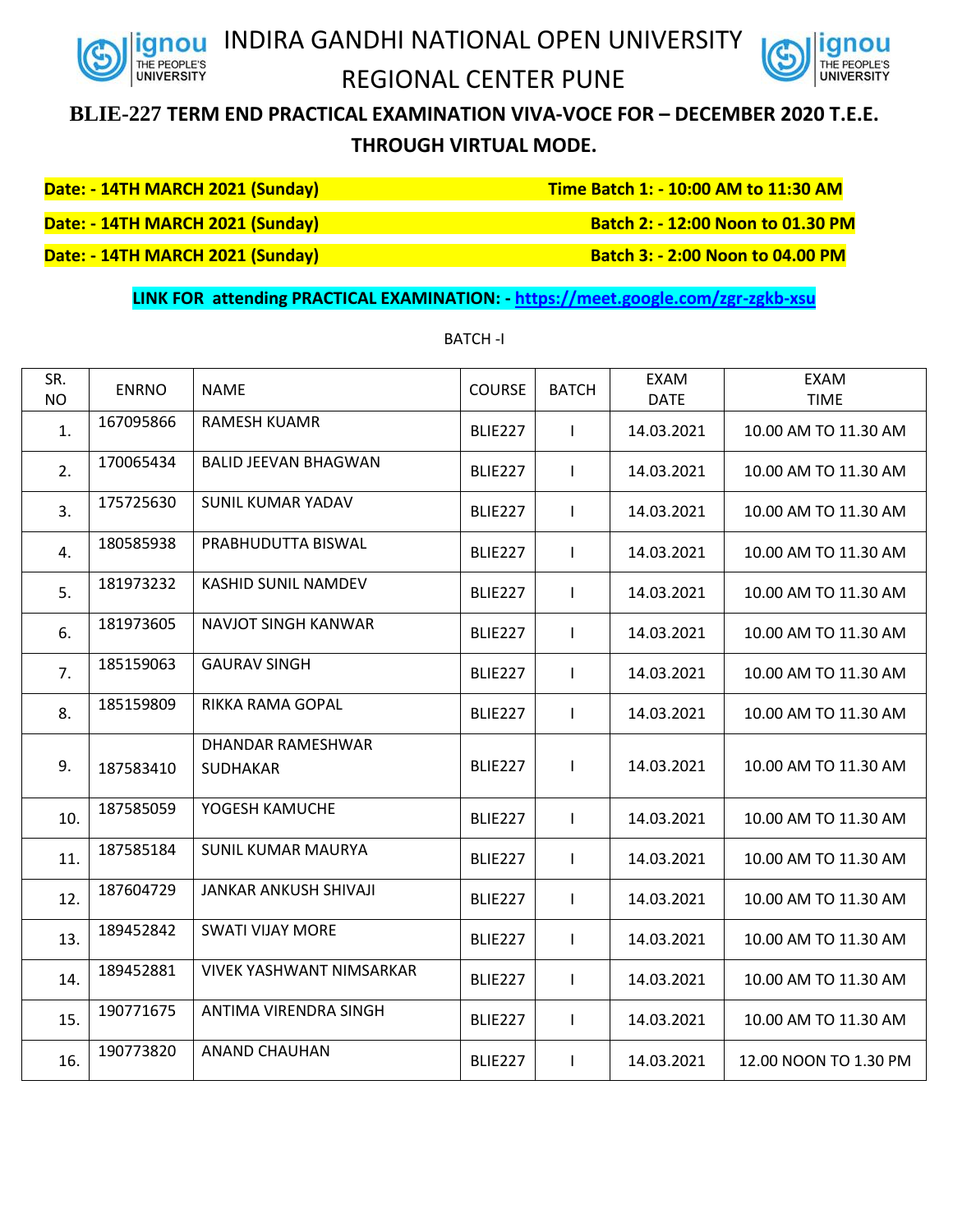# INDIRA GANDHI NATIONAL OPEN UNIVERSITY

## REGIONAL CENTER PUNE

### BLIE-227 TERM END PRACTICAL EXAMINATION VIVA-VOCE FOR – DECEMBER 2020 T.E.E. THROUGH VIRTUAL MODE.

**Date: - 14TH MARCH 2021 (Sunday)** **Time Batch 1: - 10:00 AM to 11:30 AM**

**Date: - 14TH MARCH 2021 (Sunday)** **Batch 2: - 12:00 Noon to 01.30 PM**

**Date: - 14TH MARCH 2021 (Sunday)** **Batch 3: - 2:00 Noon to 04.00 PM**

**LINK FOR attending PRACTICAL EXAMINATION: - https://meet.google.com/zgr-zgkb-xsu**

BATCH -I

| SR. NO | ENRNO | NAME | COURSE | BATCH | EXAM DATE | EXAM TIME |
|---|---|---|---|---|---|---|
| 1. | 167095866 | RAMESH KUAMR | BLIE227 | I | 14.03.2021 | 10.00 AM TO 11.30 AM |
| 2. | 170065434 | BALID JEEVAN BHAGWAN | BLIE227 | I | 14.03.2021 | 10.00 AM TO 11.30 AM |
| 3. | 175725630 | SUNIL KUMAR YADAV | BLIE227 | I | 14.03.2021 | 10.00 AM TO 11.30 AM |
| 4. | 180585938 | PRABHUDUTTA BISWAL | BLIE227 | I | 14.03.2021 | 10.00 AM TO 11.30 AM |
| 5. | 181973232 | KASHID SUNIL NAMDEV | BLIE227 | I | 14.03.2021 | 10.00 AM TO 11.30 AM |
| 6. | 181973605 | NAVJOT SINGH KANWAR | BLIE227 | I | 14.03.2021 | 10.00 AM TO 11.30 AM |
| 7. | 185159063 | GAURAV SINGH | BLIE227 | I | 14.03.2021 | 10.00 AM TO 11.30 AM |
| 8. | 185159809 | RIKKA RAMA GOPAL | BLIE227 | I | 14.03.2021 | 10.00 AM TO 11.30 AM |
| 9. | 187583410 | DHANDAR RAMESHWAR SUDHAKAR | BLIE227 | I | 14.03.2021 | 10.00 AM TO 11.30 AM |
| 10. | 187585059 | YOGESH KAMUCHE | BLIE227 | I | 14.03.2021 | 10.00 AM TO 11.30 AM |
| 11. | 187585184 | SUNIL KUMAR MAURYA | BLIE227 | I | 14.03.2021 | 10.00 AM TO 11.30 AM |
| 12. | 187604729 | JANKAR ANKUSH SHIVAJI | BLIE227 | I | 14.03.2021 | 10.00 AM TO 11.30 AM |
| 13. | 189452842 | SWATI VIJAY MORE | BLIE227 | I | 14.03.2021 | 10.00 AM TO 11.30 AM |
| 14. | 189452881 | VIVEK YASHWANT NIMSARKAR | BLIE227 | I | 14.03.2021 | 10.00 AM TO 11.30 AM |
| 15. | 190771675 | ANTIMA VIRENDRA SINGH | BLIE227 | I | 14.03.2021 | 10.00 AM TO 11.30 AM |
| 16. | 190773820 | ANAND CHAUHAN | BLIE227 | I | 14.03.2021 | 12.00 NOON TO 1.30 PM |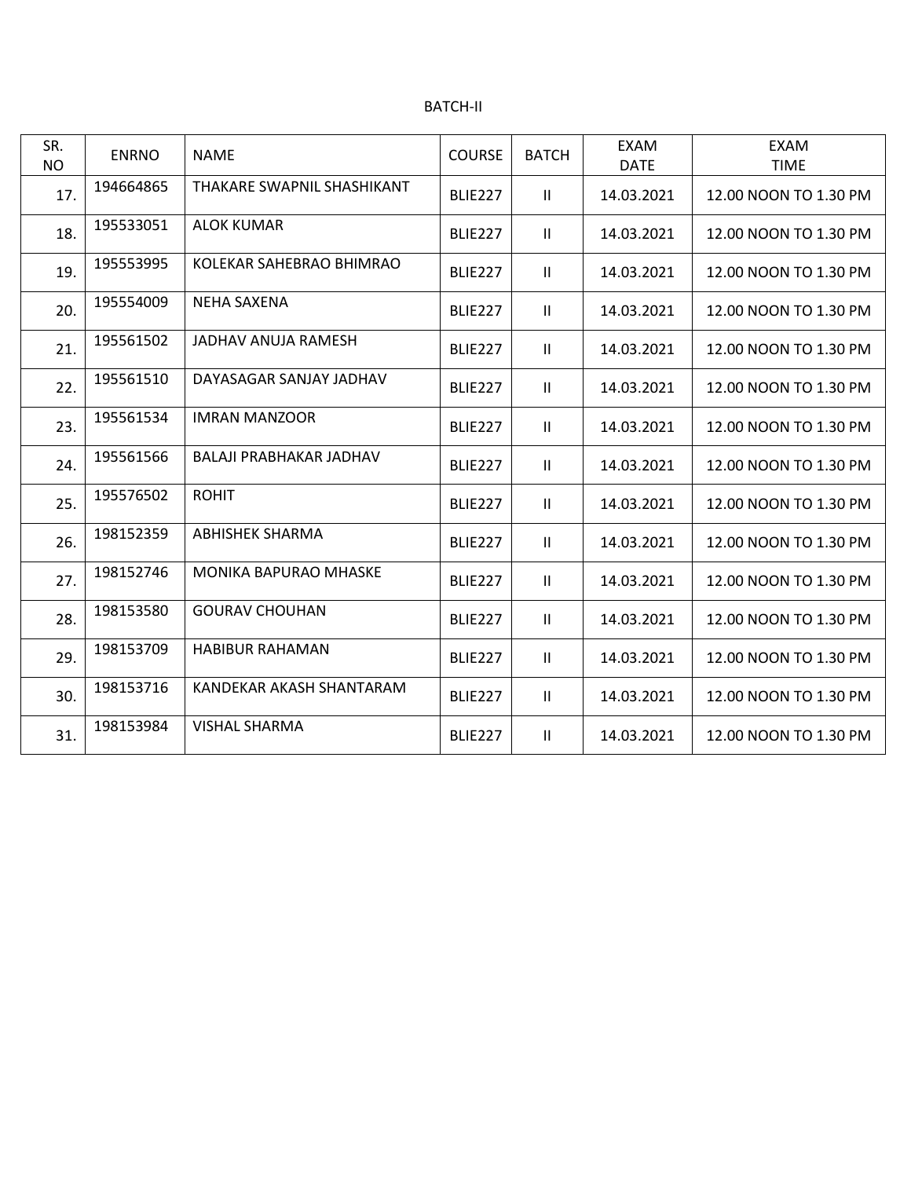BATCH-II

| SR. NO | ENRNO | NAME | COURSE | BATCH | EXAM DATE | EXAM TIME |
|---|---|---|---|---|---|---|
| 17. | 194664865 | THAKARE SWAPNIL SHASHIKANT | BLIE227 | II | 14.03.2021 | 12.00 NOON TO 1.30 PM |
| 18. | 195533051 | ALOK KUMAR | BLIE227 | II | 14.03.2021 | 12.00 NOON TO 1.30 PM |
| 19. | 195553995 | KOLEKAR SAHEBRAO BHIMRAO | BLIE227 | II | 14.03.2021 | 12.00 NOON TO 1.30 PM |
| 20. | 195554009 | NEHA SAXENA | BLIE227 | II | 14.03.2021 | 12.00 NOON TO 1.30 PM |
| 21. | 195561502 | JADHAV ANUJA RAMESH | BLIE227 | II | 14.03.2021 | 12.00 NOON TO 1.30 PM |
| 22. | 195561510 | DAYASAGAR SANJAY JADHAV | BLIE227 | II | 14.03.2021 | 12.00 NOON TO 1.30 PM |
| 23. | 195561534 | IMRAN MANZOOR | BLIE227 | II | 14.03.2021 | 12.00 NOON TO 1.30 PM |
| 24. | 195561566 | BALAJI PRABHAKAR JADHAV | BLIE227 | II | 14.03.2021 | 12.00 NOON TO 1.30 PM |
| 25. | 195576502 | ROHIT | BLIE227 | II | 14.03.2021 | 12.00 NOON TO 1.30 PM |
| 26. | 198152359 | ABHISHEK SHARMA | BLIE227 | II | 14.03.2021 | 12.00 NOON TO 1.30 PM |
| 27. | 198152746 | MONIKA BAPURAO MHASKE | BLIE227 | II | 14.03.2021 | 12.00 NOON TO 1.30 PM |
| 28. | 198153580 | GOURAV CHOUHAN | BLIE227 | II | 14.03.2021 | 12.00 NOON TO 1.30 PM |
| 29. | 198153709 | HABIBUR RAHAMAN | BLIE227 | II | 14.03.2021 | 12.00 NOON TO 1.30 PM |
| 30. | 198153716 | KANDEKAR AKASH SHANTARAM | BLIE227 | II | 14.03.2021 | 12.00 NOON TO 1.30 PM |
| 31. | 198153984 | VISHAL SHARMA | BLIE227 | II | 14.03.2021 | 12.00 NOON TO 1.30 PM |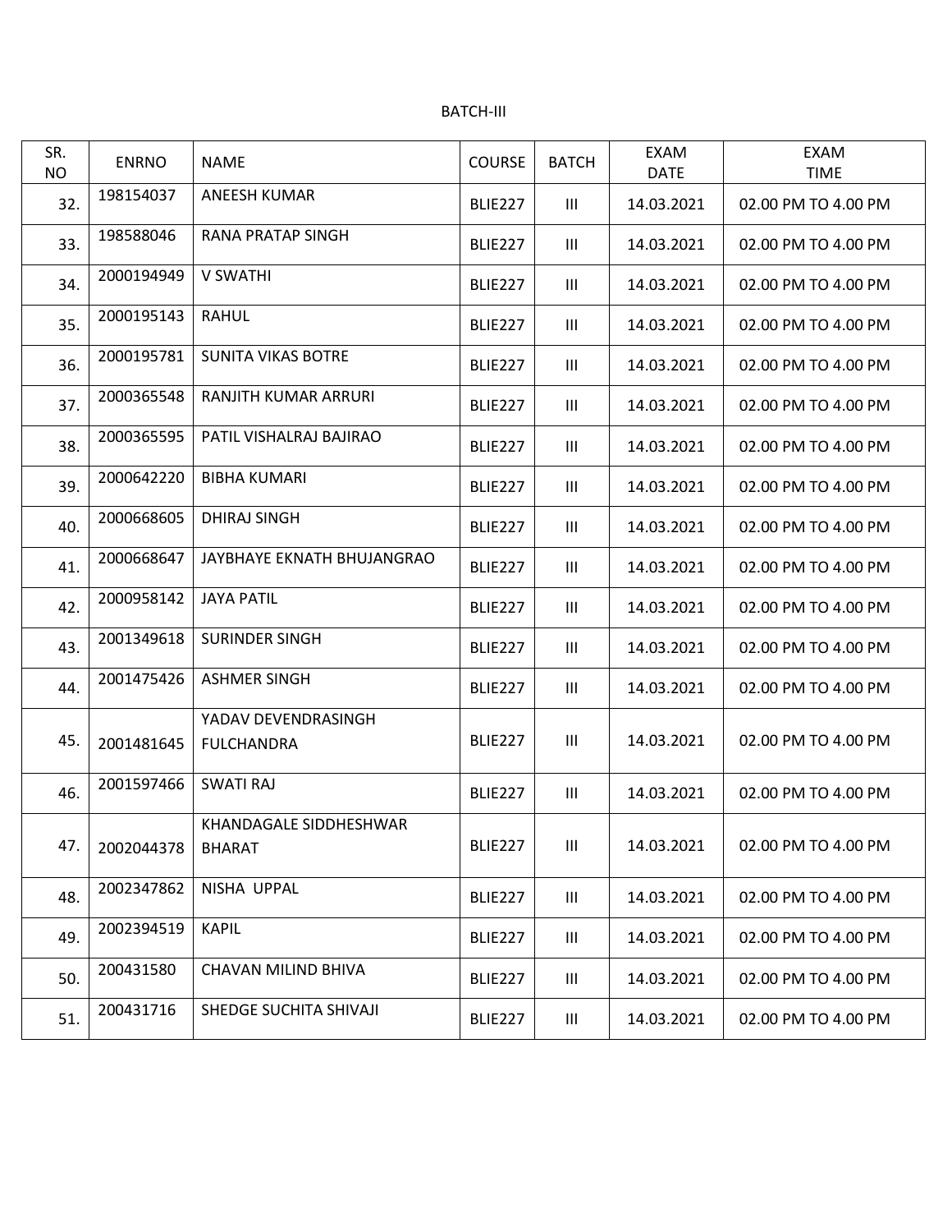BATCH-III

| SR. NO | ENRNO | NAME | COURSE | BATCH | EXAM DATE | EXAM TIME |
|---|---|---|---|---|---|---|
| 32. | 198154037 | ANEESH KUMAR | BLIE227 | III | 14.03.2021 | 02.00 PM TO 4.00 PM |
| 33. | 198588046 | RANA PRATAP SINGH | BLIE227 | III | 14.03.2021 | 02.00 PM TO 4.00 PM |
| 34. | 2000194949 | V SWATHI | BLIE227 | III | 14.03.2021 | 02.00 PM TO 4.00 PM |
| 35. | 2000195143 | RAHUL | BLIE227 | III | 14.03.2021 | 02.00 PM TO 4.00 PM |
| 36. | 2000195781 | SUNITA VIKAS BOTRE | BLIE227 | III | 14.03.2021 | 02.00 PM TO 4.00 PM |
| 37. | 2000365548 | RANJITH KUMAR ARRURI | BLIE227 | III | 14.03.2021 | 02.00 PM TO 4.00 PM |
| 38. | 2000365595 | PATIL VISHALRAJ BAJIRAO | BLIE227 | III | 14.03.2021 | 02.00 PM TO 4.00 PM |
| 39. | 2000642220 | BIBHA KUMARI | BLIE227 | III | 14.03.2021 | 02.00 PM TO 4.00 PM |
| 40. | 2000668605 | DHIRAJ SINGH | BLIE227 | III | 14.03.2021 | 02.00 PM TO 4.00 PM |
| 41. | 2000668647 | JAYBHAYE EKNATH BHUJANGRAO | BLIE227 | III | 14.03.2021 | 02.00 PM TO 4.00 PM |
| 42. | 2000958142 | JAYA PATIL | BLIE227 | III | 14.03.2021 | 02.00 PM TO 4.00 PM |
| 43. | 2001349618 | SURINDER SINGH | BLIE227 | III | 14.03.2021 | 02.00 PM TO 4.00 PM |
| 44. | 2001475426 | ASHMER SINGH | BLIE227 | III | 14.03.2021 | 02.00 PM TO 4.00 PM |
| 45. | 2001481645 | YADAV DEVENDRASINGH FULCHANDRA | BLIE227 | III | 14.03.2021 | 02.00 PM TO 4.00 PM |
| 46. | 2001597466 | SWATI RAJ | BLIE227 | III | 14.03.2021 | 02.00 PM TO 4.00 PM |
| 47. | 2002044378 | KHANDAGALE SIDDHESHWAR BHARAT | BLIE227 | III | 14.03.2021 | 02.00 PM TO 4.00 PM |
| 48. | 2002347862 | NISHA UPPAL | BLIE227 | III | 14.03.2021 | 02.00 PM TO 4.00 PM |
| 49. | 2002394519 | KAPIL | BLIE227 | III | 14.03.2021 | 02.00 PM TO 4.00 PM |
| 50. | 200431580 | CHAVAN MILIND BHIVA | BLIE227 | III | 14.03.2021 | 02.00 PM TO 4.00 PM |
| 51. | 200431716 | SHEDGE SUCHITA SHIVAJI | BLIE227 | III | 14.03.2021 | 02.00 PM TO 4.00 PM |